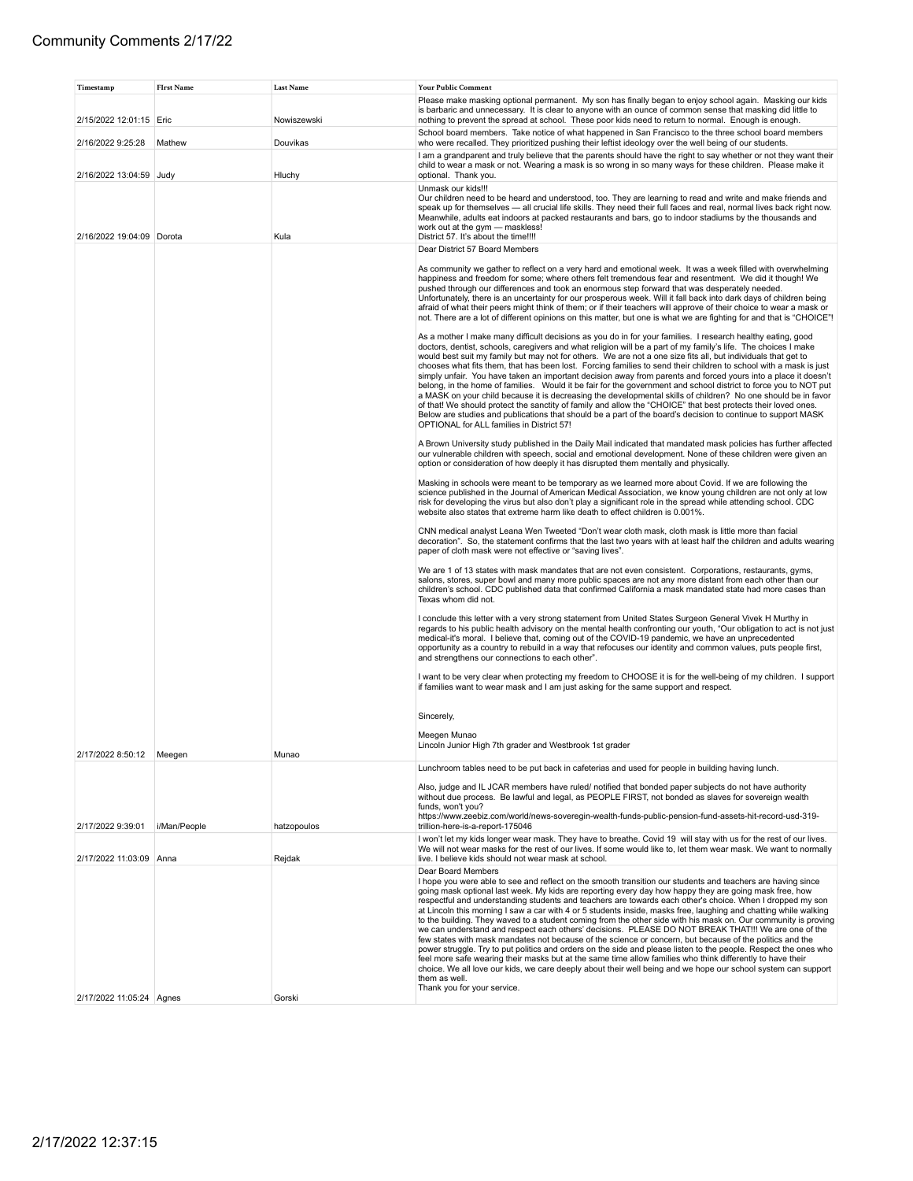# Community Comments 2/17/22

| Timestamp | First Name | Last Name | Your Public Comment |
|---|---|---|---|
| 2/15/2022 12:01:15 | Eric | Nowiszewski | Please make masking optional permanent. My son has finally began to enjoy school again. Masking our kids is barbaric and unnecessary. It is clear to anyone with an ounce of common sense that masking did little to nothing to prevent the spread at school. These poor kids need to return to normal. Enough is enough. |
| 2/16/2022 9:25:28 | Mathew | Douvikas | School board members. Take notice of what happened in San Francisco to the three school board members who were recalled. They prioritized pushing their leftist ideology over the well being of our students. |
| 2/16/2022 13:04:59 | Judy | Hluchy | I am a grandparent and truly believe that the parents should have the right to say whether or not they want their child to wear a mask or not. Wearing a mask is so wrong in so many ways for these children. Please make it optional. Thank you. |
| 2/16/2022 19:04:09 | Dorota | Kula | Unmask our kids!!! Our children need to be heard and understood, too. They are learning to read and write and make friends and speak up for themselves — all crucial life skills. They need their full faces and real, normal lives back right now. Meanwhile, adults eat indoors at packed restaurants and bars, go to indoor stadiums by the thousands and work out at the gym — maskless! District 57. It's about the time!!!! |
| 2/17/2022 8:50:12 | Meegen | Munao | Dear District 57 Board Members<br><br>As community we gather to reflect on a very hard and emotional week. It was a week filled with overwhelming happiness and freedom for some; where others felt tremendous fear and resentment. We did it though! We pushed through our differences and took an enormous step forward that was desperately needed. Unfortunately, there is an uncertainty for our prosperous week. Will it fall back into dark days of children being afraid of what their peers might think of them; or if their teachers will approve of their choice to wear a mask or not. There are a lot of different opinions on this matter, but one is what we are fighting for and that is "CHOICE"!<br><br>As a mother I make many difficult decisions as you do in for your families. I research healthy eating, good doctors, dentist, schools, caregivers and what religion will be a part of my family's life. The choices I make would best suit my family but may not for others. We are not a one size fits all, but individuals that get to chooses what fits them, that has been lost. Forcing families to send their children to school with a mask is just simply unfair. You have taken an important decision away from parents and forced yours into a place it doesn't belong, in the home of families. Would it be fair for the government and school district to force you to NOT put a MASK on your child because it is decreasing the developmental skills of children? No one should be in favor of that! We should protect the sanctity of family and allow the "CHOICE" that best protects their loved ones. Below are studies and publications that should be a part of the board's decision to continue to support MASK OPTIONAL for ALL families in District 57!<br><br>A Brown University study published in the Daily Mail indicated that mandated mask policies has further affected our vulnerable children with speech, social and emotional development. None of these children were given an option or consideration of how deeply it has disrupted them mentally and physically.<br><br>Masking in schools were meant to be temporary as we learned more about Covid. If we are following the science published in the Journal of American Medical Association, we know young children are not only at low risk for developing the virus but also don't play a significant role in the spread while attending school. CDC website also states that extreme harm like death to effect children is 0.001%.<br><br>CNN medical analyst Leana Wen Tweeted "Don't wear cloth mask, cloth mask is little more than facial decoration". So, the statement confirms that the last two years with at least half the children and adults wearing paper of cloth mask were not effective or "saving lives".<br><br>We are 1 of 13 states with mask mandates that are not even consistent. Corporations, restaurants, gyms, salons, stores, super bowl and many more public spaces are not any more distant from each other than our children's school. CDC published data that confirmed California a mask mandated state had more cases than Texas whom did not.<br><br>I conclude this letter with a very strong statement from United States Surgeon General Vivek H Murthy in regards to his public health advisory on the mental health confronting our youth, "Our obligation to act is not just medical-it's moral. I believe that, coming out of the COVID-19 pandemic, we have an unprecedented opportunity as a country to rebuild in a way that refocuses our identity and common values, puts people first, and strengthens our connections to each other".<br><br>I want to be very clear when protecting my freedom to CHOOSE it is for the well-being of my children. I support if families want to wear mask and I am just asking for the same support and respect.<br><br>Sincerely,<br><br>Meegen Munao<br>Lincoln Junior High 7th grader and Westbrook 1st grader |
| 2/17/2022 9:39:01 | i/Man/People | hatzopoulos | Lunchroom tables need to be put back in cafeterias and used for people in building having lunch.<br><br>Also, judge and IL JCAR members have ruled/ notified that bonded paper subjects do not have authority without due process. Be lawful and legal, as PEOPLE FIRST, not bonded as slaves for sovereign wealth funds, won't you?<br>https://www.zeebiz.com/world/news-sovereign-wealth-funds-public-pension-fund-assets-hit-record-usd-319-trillion-here-is-a-report-175046 |
| 2/17/2022 11:03:09 | Anna | Rejdak | I won't let my kids longer wear mask. They have to breathe. Covid 19 will stay with us for the rest of our lives. We will not wear masks for the rest of our lives. If some would like to, let them wear mask. We want to normally live. I believe kids should not wear mask at school. |
| 2/17/2022 11:05:24 | Agnes | Gorski | Dear Board Members<br>I hope you were able to see and reflect on the smooth transition our students and teachers are having since going mask optional last week. My kids are reporting every day how happy they are going mask free, how respectful and understanding students and teachers are towards each other's choice. When I dropped my son at Lincoln this morning I saw a car with 4 or 5 students inside, masks free, laughing and chatting while walking to the building. They waved to a student coming from the other side with his mask on. Our community is proving we can understand and respect each others' decisions. PLEASE DO NOT BREAK THAT!!! We are one of the few states with mask mandates not because of the science or concern, but because of the politics and the power struggle. Try to put politics and orders on the side and please listen to the people. Respect the ones who feel more safe wearing their masks but at the same time allow families who think differently to have their choice. We all love our kids, we care deeply about their well being and we hope our school system can support them as well.<br>Thank you for your service. |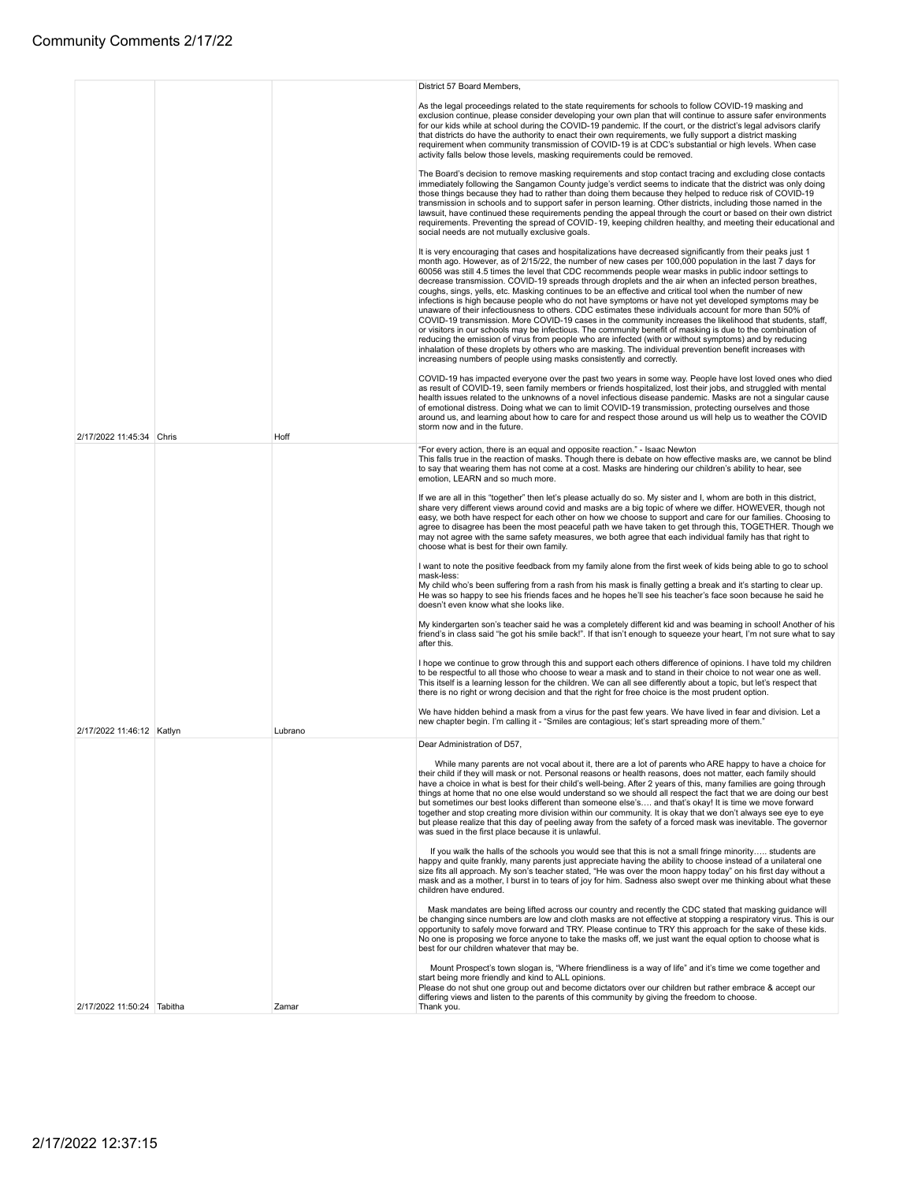# Community Comments 2/17/22

| | | | |
|---|---|---|---|
| 2/17/2022 11:45:34 | Chris | Hoff | District 57 Board Members,<br><br>As the legal proceedings related to the state requirements for schools to follow COVID-19 masking and exclusion continue, please consider developing your own plan that will continue to assure safer environments for our kids while at school during the COVID-19 pandemic. If the court, or the district's legal advisors clarify that districts do have the authority to enact their own requirements, we fully support a district masking requirement when community transmission of COVID-19 is at CDC's substantial or high levels. When case activity falls below those levels, masking requirements could be removed.<br><br>The Board's decision to remove masking requirements and stop contact tracing and excluding close contacts immediately following the Sangamon County judge's verdict seems to indicate that the district was only doing those things because they had to rather than doing them because they helped to reduce risk of COVID-19 transmission in schools and to support safer in person learning. Other districts, including those named in the lawsuit, have continued these requirements pending the appeal through the court or based on their own district requirements. Preventing the spread of COVID-19, keeping children healthy, and meeting their educational and social needs are not mutually exclusive goals.<br><br>It is very encouraging that cases and hospitalizations have decreased significantly from their peaks just 1 month ago. However, as of 2/15/22, the number of new cases per 100,000 population in the last 7 days for 60056 was still 4.5 times the level that CDC recommends people wear masks in public indoor settings to decrease transmission. COVID-19 spreads through droplets and the air when an infected person breathes, coughs, sings, yells, etc. Masking continues to be an effective and critical tool when the number of new infections is high because people who do not have symptoms or have not yet developed symptoms may be unaware of their infectiousness to others. CDC estimates these individuals account for more than 50% of COVID-19 transmission. More COVID-19 cases in the community increases the likelihood that students, staff, or visitors in our schools may be infectious. The community benefit of masking is due to the combination of reducing the emission of virus from people who are infected (with or without symptoms) and by reducing inhalation of these droplets by others who are masking. The individual prevention benefit increases with increasing numbers of people using masks consistently and correctly.<br><br>COVID-19 has impacted everyone over the past two years in some way. People have lost loved ones who died as result of COVID-19, seen family members or friends hospitalized, lost their jobs, and struggled with mental health issues related to the unknowns of a novel infectious disease pandemic. Masks are not a singular cause of emotional distress. Doing what we can to limit COVID-19 transmission, protecting ourselves and those around us, and learning about how to care for and respect those around us will help us to weather the COVID storm now and in the future. |
| 2/17/2022 11:46:12 | Katlyn | Lubrano | "For every action, there is an equal and opposite reaction." - Isaac Newton<br>This falls true in the reaction of masks. Though there is debate on how effective masks are, we cannot be blind to say that wearing them has not come at a cost. Masks are hindering our children's ability to hear, see emotion, LEARN and so much more.<br><br>If we are all in this "together" then let's please actually do so. My sister and I, whom are both in this district, share very different views around covid and masks are a big topic of where we differ. HOWEVER, though not easy, we both have respect for each other on how we choose to support and care for our families. Choosing to agree to disagree has been the most peaceful path we have taken to get through this, TOGETHER. Though we may not agree with the same safety measures, we both agree that each individual family has that right to choose what is best for their own family.<br><br>I want to note the positive feedback from my family alone from the first week of kids being able to go to school mask-less:<br>My child who's been suffering from a rash from his mask is finally getting a break and it's starting to clear up. He was so happy to see his friends faces and he hopes he'll see his teacher's face soon because he said he doesn't even know what she looks like.<br><br>My kindergarten son's teacher said he was a completely different kid and was beaming in school! Another of his friend's in class said "he got his smile back!". If that isn't enough to squeeze your heart, I'm not sure what to say after this.<br><br>I hope we continue to grow through this and support each others difference of opinions. I have told my children to be respectful to all those who choose to wear a mask and to stand in their choice to not wear one as well. This itself is a learning lesson for the children. We can all see differently about a topic, but let's respect that there is no right or wrong decision and that the right for free choice is the most prudent option.<br><br>We have hidden behind a mask from a virus for the past few years. We have lived in fear and division. Let a new chapter begin. I'm calling it - "Smiles are contagious; let's start spreading more of them." |
| 2/17/2022 11:50:24 | Tabitha | Zamar | Dear Administration of D57,<br><br>While many parents are not vocal about it, there are a lot of parents who ARE happy to have a choice for their child if they will mask or not. Personal reasons or health reasons, does not matter, each family should have a choice in what is best for their child's well-being. After 2 years of this, many families are going through things at home that no one else would understand so we should all respect the fact that we are doing our best but sometimes our best looks different than someone else's…. and that's okay! It is time we move forward together and stop creating more division within our community. It is okay that we don't always see eye to eye but please realize that this day of peeling away from the safety of a forced mask was inevitable. The governor was sued in the first place because it is unlawful.<br><br>If you walk the halls of the schools you would see that this is not a small fringe minority….. students are happy and quite frankly, many parents just appreciate having the ability to choose instead of a unilateral one size fits all approach. My son's teacher stated, "He was over the moon happy today" on his first day without a mask and as a mother, I burst in to tears of joy for him. Sadness also swept over me thinking about what these children have endured.<br><br>Mask mandates are being lifted across our country and recently the CDC stated that masking guidance will be changing since numbers are low and cloth masks are not effective at stopping a respiratory virus. This is our opportunity to safely move forward and TRY. Please continue to TRY this approach for the sake of these kids. No one is proposing we force anyone to take the masks off, we just want the equal option to choose what is best for our children whatever that may be.<br><br>Mount Prospect's town slogan is, "Where friendliness is a way of life" and it's time we come together and start being more friendly and kind to ALL opinions.<br>Please do not shut one group out and become dictators over our children but rather embrace & accept our differing views and listen to the parents of this community by giving the freedom to choose.<br>Thank you. |

2/17/2022 12:37:15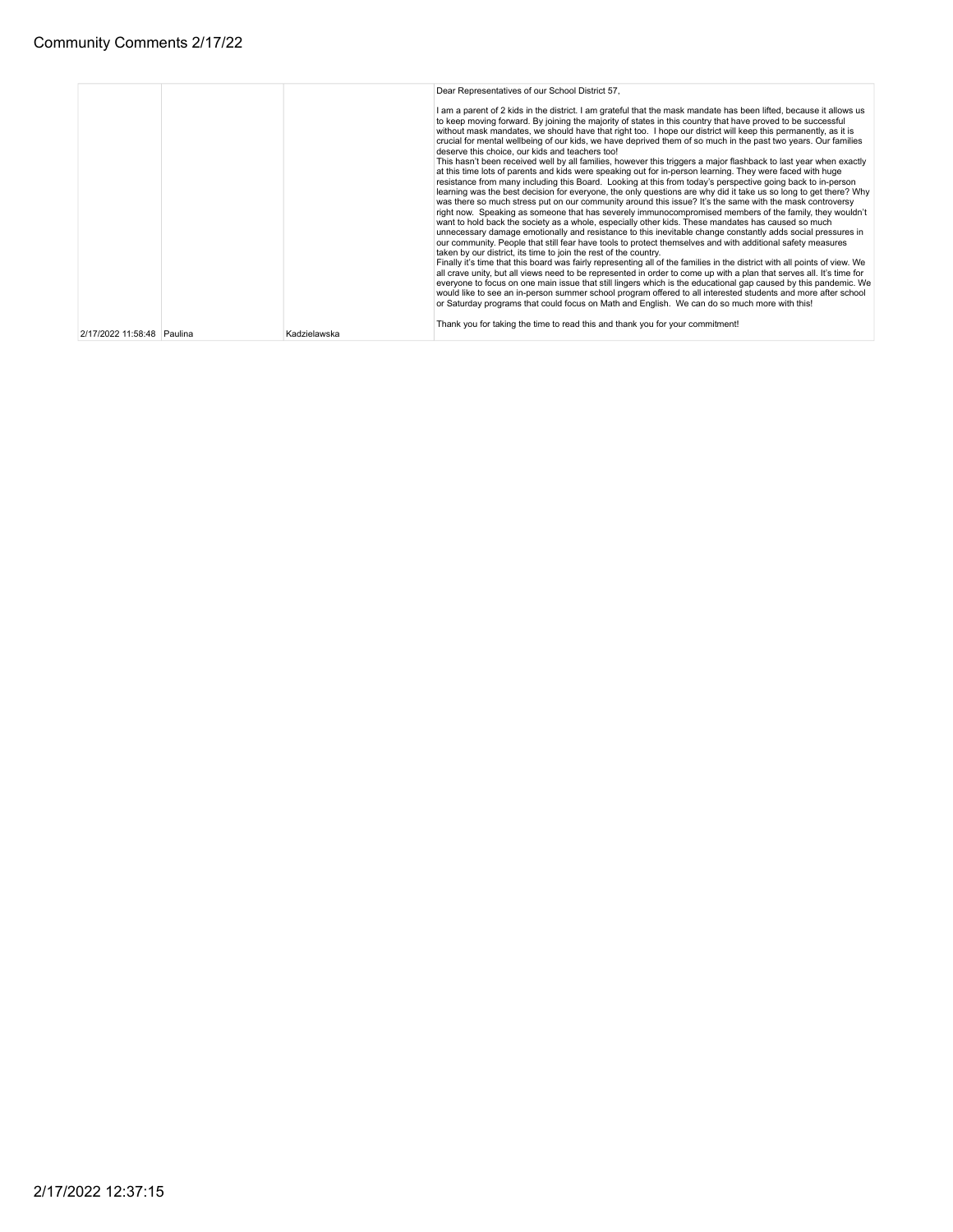# Community Comments 2/17/22

| | | | |
|---|---|---|---|
| 2/17/2022 11:58:48 | Paulina | Kadzielawska | Dear Representatives of our School District 57,<br><br>I am a parent of 2 kids in the district. I am grateful that the mask mandate has been lifted, because it allows us to keep moving forward. By joining the majority of states in this country that have proved to be successful without mask mandates, we should have that right too. I hope our district will keep this permanently, as it is crucial for mental wellbeing of our kids, we have deprived them of so much in the past two years. Our families deserve this choice, our kids and teachers too!<br>This hasn't been received well by all families, however this triggers a major flashback to last year when exactly at this time lots of parents and kids were speaking out for in-person learning. They were faced with huge resistance from many including this Board. Looking at this from today's perspective going back to in-person learning was the best decision for everyone, the only questions are why did it take us so long to get there? Why was there so much stress put on our community around this issue? It's the same with the mask controversy right now. Speaking as someone that has severely immunocompromised members of the family, they wouldn't want to hold back the society as a whole, especially other kids. These mandates has caused so much unnecessary damage emotionally and resistance to this inevitable change constantly adds social pressures in our community. People that still fear have tools to protect themselves and with additional safety measures taken by our district, its time to join the rest of the country.<br>Finally it's time that this board was fairly representing all of the families in the district with all points of view. We all crave unity, but all views need to be represented in order to come up with a plan that serves all. It's time for everyone to focus on one main issue that still lingers which is the educational gap caused by this pandemic. We would like to see an in-person summer school program offered to all interested students and more after school or Saturday programs that could focus on Math and English. We can do so much more with this!<br><br>Thank you for taking the time to read this and thank you for your commitment! |